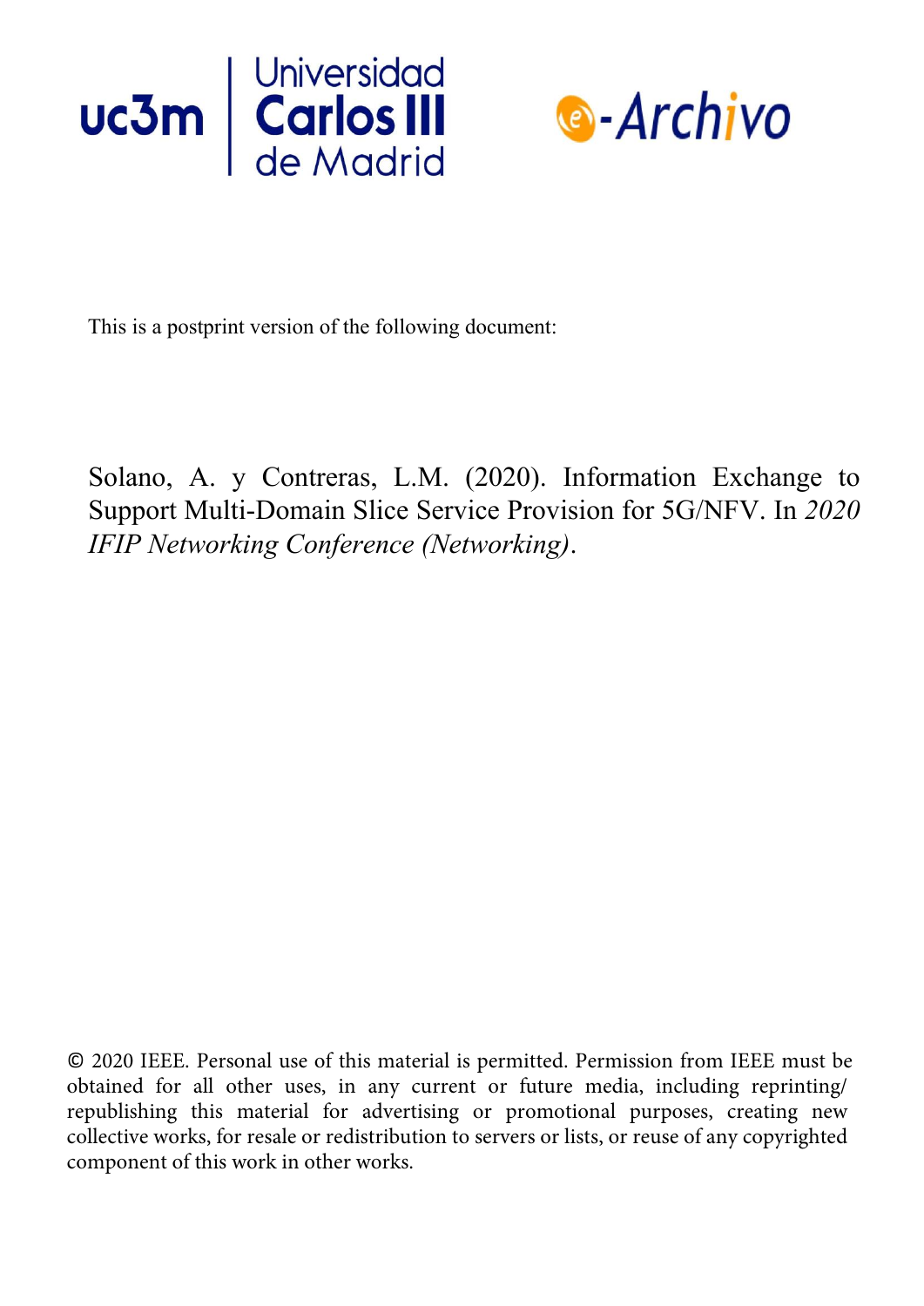This is a postprint version of the following document:

Solano, A. y Contreras, L.M. (2020). Information Exchange to Support Multi-Domain Slice Service Provision for 5G/NFV. In *2020 IFIP Networking Conference (Networking)*.

© 2020 IEEE. Personal use of this material is permitted. Permission from IEEE must be obtained for all other uses, in any current or future media, including reprinting/ republishing this material for advertising or promotional purposes, creating new collective works, for resale or redistribution to servers or lists, or reuse of any copyrighted component of this work in other works.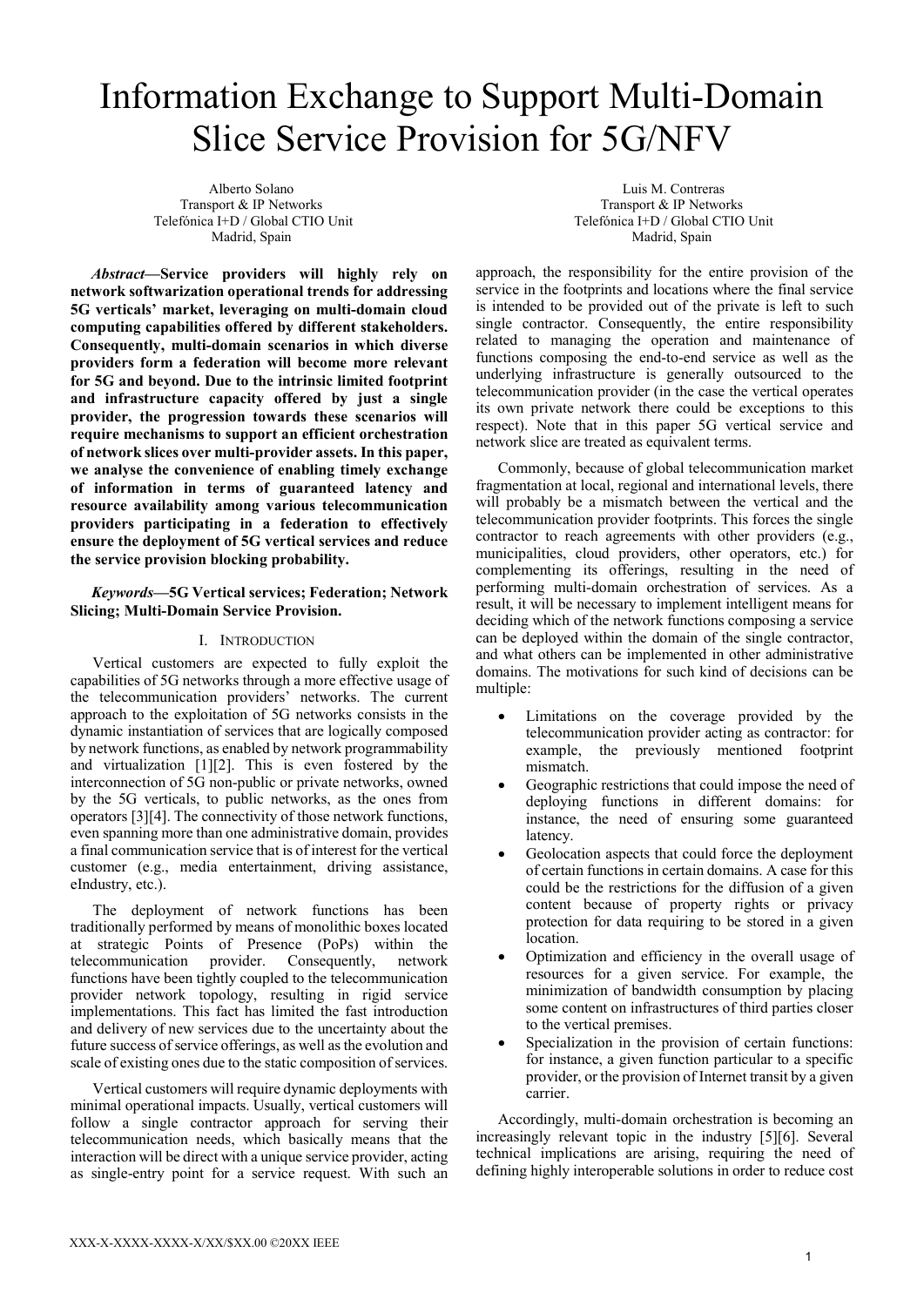# Information Exchange to Support Multi-Domain Slice Service Provision for 5G/NFV

Alberto Solano
Transport & IP Networks
Telefónica I+D / Global CTIO Unit
Madrid, Spain

Luis M. Contreras
Transport & IP Networks
Telefónica I+D / Global CTIO Unit
Madrid, Spain

***Abstract*—Service providers will highly rely on network softwarization operational trends for addressing 5G verticals' market, leveraging on multi-domain cloud computing capabilities offered by different stakeholders. Consequently, multi-domain scenarios in which diverse providers form a federation will become more relevant for 5G and beyond. Due to the intrinsic limited footprint and infrastructure capacity offered by just a single provider, the progression towards these scenarios will require mechanisms to support an efficient orchestration of network slices over multi-provider assets. In this paper, we analyse the convenience of enabling timely exchange of information in terms of guaranteed latency and resource availability among various telecommunication providers participating in a federation to effectively ensure the deployment of 5G vertical services and reduce the service provision blocking probability.**

***Keywords*—5G Vertical services; Federation; Network Slicing; Multi-Domain Service Provision.**

## I. Introduction

Vertical customers are expected to fully exploit the capabilities of 5G networks through a more effective usage of the telecommunication providers' networks. The current approach to the exploitation of 5G networks consists in the dynamic instantiation of services that are logically composed by network functions, as enabled by network programmability and virtualization [1][2]. This is even fostered by the interconnection of 5G non-public or private networks, owned by the 5G verticals, to public networks, as the ones from operators [3][4]. The connectivity of those network functions, even spanning more than one administrative domain, provides a final communication service that is of interest for the vertical customer (e.g., media entertainment, driving assistance, eIndustry, etc.).

The deployment of network functions has been traditionally performed by means of monolithic boxes located at strategic Points of Presence (PoPs) within the telecommunication provider. Consequently, network functions have been tightly coupled to the telecommunication provider network topology, resulting in rigid service implementations. This fact has limited the fast introduction and delivery of new services due to the uncertainty about the future success of service offerings, as well as the evolution and scale of existing ones due to the static composition of services.

Vertical customers will require dynamic deployments with minimal operational impacts. Usually, vertical customers will follow a single contractor approach for serving their telecommunication needs, which basically means that the interaction will be direct with a unique service provider, acting as single-entry point for a service request. With such an approach, the responsibility for the entire provision of the service in the footprints and locations where the final service is intended to be provided out of the private is left to such single contractor. Consequently, the entire responsibility related to managing the operation and maintenance of functions composing the end-to-end service as well as the underlying infrastructure is generally outsourced to the telecommunication provider (in the case the vertical operates its own private network there could be exceptions to this respect). Note that in this paper 5G vertical service and network slice are treated as equivalent terms.

Commonly, because of global telecommunication market fragmentation at local, regional and international levels, there will probably be a mismatch between the vertical and the telecommunication provider footprints. This forces the single contractor to reach agreements with other providers (e.g., municipalities, cloud providers, other operators, etc.) for complementing its offerings, resulting in the need of performing multi-domain orchestration of services. As a result, it will be necessary to implement intelligent means for deciding which of the network functions composing a service can be deployed within the domain of the single contractor, and what others can be implemented in other administrative domains. The motivations for such kind of decisions can be multiple:

- Limitations on the coverage provided by the telecommunication provider acting as contractor: for example, the previously mentioned footprint mismatch.
- Geographic restrictions that could impose the need of deploying functions in different domains: for instance, the need of ensuring some guaranteed latency.
- Geolocation aspects that could force the deployment of certain functions in certain domains. A case for this could be the restrictions for the diffusion of a given content because of property rights or privacy protection for data requiring to be stored in a given location.
- Optimization and efficiency in the overall usage of resources for a given service. For example, the minimization of bandwidth consumption by placing some content on infrastructures of third parties closer to the vertical premises.
- Specialization in the provision of certain functions: for instance, a given function particular to a specific provider, or the provision of Internet transit by a given carrier.

Accordingly, multi-domain orchestration is becoming an increasingly relevant topic in the industry [5][6]. Several technical implications are arising, requiring the need of defining highly interoperable solutions in order to reduce cost

XXX-X-XXXX-XXXX-X/XX/$XX.00 ©20XX IEEE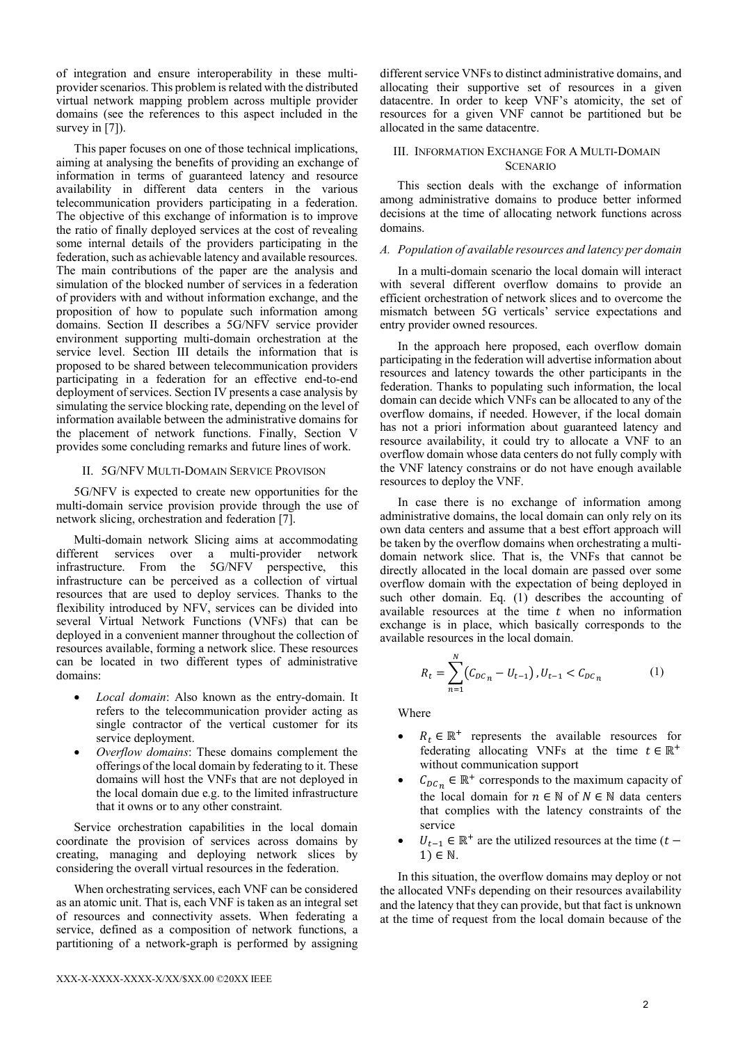of integration and ensure interoperability in these multi-provider scenarios. This problem is related with the distributed virtual network mapping problem across multiple provider domains (see the references to this aspect included in the survey in [7]).

This paper focuses on one of those technical implications, aiming at analysing the benefits of providing an exchange of information in terms of guaranteed latency and resource availability in different data centers in the various telecommunication providers participating in a federation. The objective of this exchange of information is to improve the ratio of finally deployed services at the cost of revealing some internal details of the providers participating in the federation, such as achievable latency and available resources. The main contributions of the paper are the analysis and simulation of the blocked number of services in a federation of providers with and without information exchange, and the proposition of how to populate such information among domains. Section II describes a 5G/NFV service provider environment supporting multi-domain orchestration at the service level. Section III details the information that is proposed to be shared between telecommunication providers participating in a federation for an effective end-to-end deployment of services. Section IV presents a case analysis by simulating the service blocking rate, depending on the level of information available between the administrative domains for the placement of network functions. Finally, Section V provides some concluding remarks and future lines of work.

## II. 5G/NFV Multi-Domain Service Provison

5G/NFV is expected to create new opportunities for the multi-domain service provision provide through the use of network slicing, orchestration and federation [7].

Multi-domain network Slicing aims at accommodating different services over a multi-provider network infrastructure. From the 5G/NFV perspective, this infrastructure can be perceived as a collection of virtual resources that are used to deploy services. Thanks to the flexibility introduced by NFV, services can be divided into several Virtual Network Functions (VNFs) that can be deployed in a convenient manner throughout the collection of resources available, forming a network slice. These resources can be located in two different types of administrative domains:

- *Local domain*: Also known as the entry-domain. It refers to the telecommunication provider acting as single contractor of the vertical customer for its service deployment.
- *Overflow domains*: These domains complement the offerings of the local domain by federating to it. These domains will host the VNFs that are not deployed in the local domain due e.g. to the limited infrastructure that it owns or to any other constraint.

Service orchestration capabilities in the local domain coordinate the provision of services across domains by creating, managing and deploying network slices by considering the overall virtual resources in the federation.

When orchestrating services, each VNF can be considered as an atomic unit. That is, each VNF is taken as an integral set of resources and connectivity assets. When federating a service, defined as a composition of network functions, a partitioning of a network-graph is performed by assigning different service VNFs to distinct administrative domains, and allocating their supportive set of resources in a given datacentre. In order to keep VNF's atomicity, the set of resources for a given VNF cannot be partitioned but be allocated in the same datacentre.

## III. Information Exchange For A Multi-Domain Scenario

This section deals with the exchange of information among administrative domains to produce better informed decisions at the time of allocating network functions across domains.

### *A. Population of available resources and latency per domain*

In a multi-domain scenario the local domain will interact with several different overflow domains to provide an efficient orchestration of network slices and to overcome the mismatch between 5G verticals' service expectations and entry provider owned resources.

In the approach here proposed, each overflow domain participating in the federation will advertise information about resources and latency towards the other participants in the federation. Thanks to populating such information, the local domain can decide which VNFs can be allocated to any of the overflow domains, if needed. However, if the local domain has not a priori information about guaranteed latency and resource availability, it could try to allocate a VNF to an overflow domain whose data centers do not fully comply with the VNF latency constrains or do not have enough available resources to deploy the VNF.

In case there is no exchange of information among administrative domains, the local domain can only rely on its own data centers and assume that a best effort approach will be taken by the overflow domains when orchestrating a multi-domain network slice. That is, the VNFs that cannot be directly allocated in the local domain are passed over some overflow domain with the expectation of being deployed in such other domain. Eq. (1) describes the accounting of available resources at the time $t$ when no information exchange is in place, which basically corresponds to the available resources in the local domain.

$$R_t = \sum_{n=1}^{N} \left( C_{DC_n} - U_{t-1} \right), U_{t-1} < C_{DC_n} \tag{1}$$

Where

- $R_t \in \mathbb{R}^+$ represents the available resources for federating allocating VNFs at the time $t \in \mathbb{R}^+$ without communication support
- $C_{DC_n} \in \mathbb{R}^+$ corresponds to the maximum capacity of the local domain for $n \in \mathbb{N}$ of $N \in \mathbb{N}$ data centers that complies with the latency constraints of the service
- $U_{t-1} \in \mathbb{R}^+$ are the utilized resources at the time $(t-1) \in \mathbb{N}$.

In this situation, the overflow domains may deploy or not the allocated VNFs depending on their resources availability and the latency that they can provide, but that fact is unknown at the time of request from the local domain because of the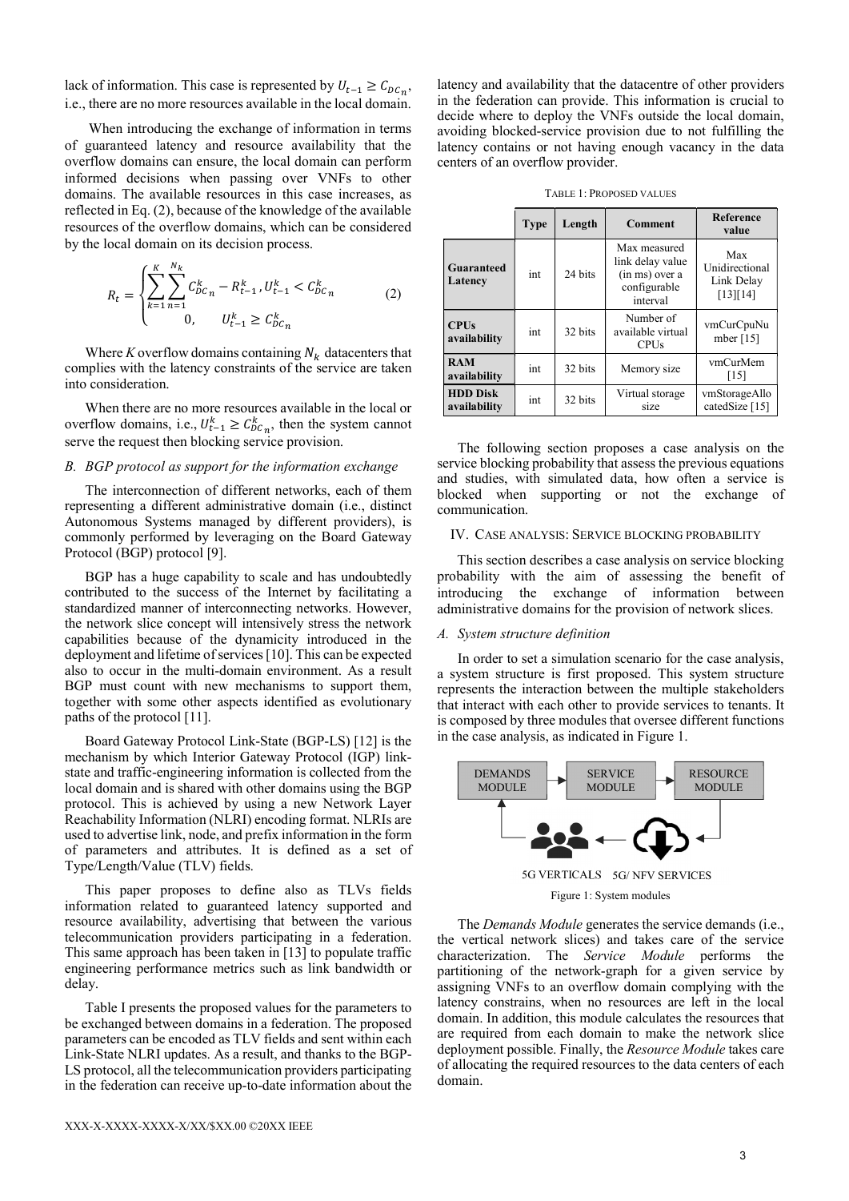lack of information. This case is represented by $U_{t-1} \geq C_{DC_n}$, i.e., there are no more resources available in the local domain.

When introducing the exchange of information in terms of guaranteed latency and resource availability that the overflow domains can ensure, the local domain can perform informed decisions when passing over VNFs to other domains. The available resources in this case increases, as reflected in Eq. (2), because of the knowledge of the available resources of the overflow domains, which can be considered by the local domain on its decision process.

$$R_t = \begin{cases} \sum_{k=1}^{K} \sum_{n=1}^{N_k} C_{DC_n}^k - R_{t-1}^k, U_{t-1}^k < C_{DC_n}^k \\ 0, \quad U_{t-1}^k \geq C_{DC_n}^k \end{cases} \quad (2)$$

Where $K$ overflow domains containing $N_k$ datacenters that complies with the latency constraints of the service are taken into consideration.

When there are no more resources available in the local or overflow domains, i.e., $U_{t-1}^k \geq C_{DC_n}^k$, then the system cannot serve the request then blocking service provision.

### B. BGP protocol as support for the information exchange

The interconnection of different networks, each of them representing a different administrative domain (i.e., distinct Autonomous Systems managed by different providers), is commonly performed by leveraging on the Board Gateway Protocol (BGP) protocol [9].

BGP has a huge capability to scale and has undoubtedly contributed to the success of the Internet by facilitating a standardized manner of interconnecting networks. However, the network slice concept will intensively stress the network capabilities because of the dynamicity introduced in the deployment and lifetime of services [10]. This can be expected also to occur in the multi-domain environment. As a result BGP must count with new mechanisms to support them, together with some other aspects identified as evolutionary paths of the protocol [11].

Board Gateway Protocol Link-State (BGP-LS) [12] is the mechanism by which Interior Gateway Protocol (IGP) link-state and traffic-engineering information is collected from the local domain and is shared with other domains using the BGP protocol. This is achieved by using a new Network Layer Reachability Information (NLRI) encoding format. NLRIs are used to advertise link, node, and prefix information in the form of parameters and attributes. It is defined as a set of Type/Length/Value (TLV) fields.

This paper proposes to define also as TLVs fields information related to guaranteed latency supported and resource availability, advertising that between the various telecommunication providers participating in a federation. This same approach has been taken in [13] to populate traffic engineering performance metrics such as link bandwidth or delay.

Table I presents the proposed values for the parameters to be exchanged between domains in a federation. The proposed parameters can be encoded as TLV fields and sent within each Link-State NLRI updates. As a result, and thanks to the BGP-LS protocol, all the telecommunication providers participating in the federation can receive up-to-date information about the latency and availability that the datacentre of other providers in the federation can provide. This information is crucial to decide where to deploy the VNFs outside the local domain, avoiding blocked-service provision due to not fulfilling the latency contains or not having enough vacancy in the data centers of an overflow provider.

TABLE 1: PROPOSED VALUES

| | Type | Length | Comment | Reference value |
|---|---|---|---|---|
| **Guaranteed Latency** | int | 24 bits | Max measured link delay value (in ms) over a configurable interval | Max Unidirectional Link Delay [13][14] |
| **CPUs availability** | int | 32 bits | Number of available virtual CPUs | vmCurCpuNumber [15] |
| **RAM availability** | int | 32 bits | Memory size | vmCurMem [15] |
| **HDD Disk availability** | int | 32 bits | Virtual storage size | vmStorageAllocatedSize [15] |

The following section proposes a case analysis on the service blocking probability that assess the previous equations and studies, with simulated data, how often a service is blocked when supporting or not the exchange of communication.

## IV. CASE ANALYSIS: SERVICE BLOCKING PROBABILITY

This section describes a case analysis on service blocking probability with the aim of assessing the benefit of introducing the exchange of information between administrative domains for the provision of network slices.

### A. System structure definition

In order to set a simulation scenario for the case analysis, a system structure is first proposed. This system structure represents the interaction between the multiple stakeholders that interact with each other to provide services to tenants. It is composed by three modules that oversee different functions in the case analysis, as indicated in Figure 1.

DEMANDS MODULE → SERVICE MODULE → RESOURCE MODULE

5G VERTICALS 5G/ NFV SERVICES

Figure 1: System modules

The *Demands Module* generates the service demands (i.e., the vertical network slices) and takes care of the service characterization. The *Service Module* performs the partitioning of the network-graph for a given service by assigning VNFs to an overflow domain complying with the latency constrains, when no resources are left in the local domain. In addition, this module calculates the resources that are required from each domain to make the network slice deployment possible. Finally, the *Resource Module* takes care of allocating the required resources to the data centers of each domain.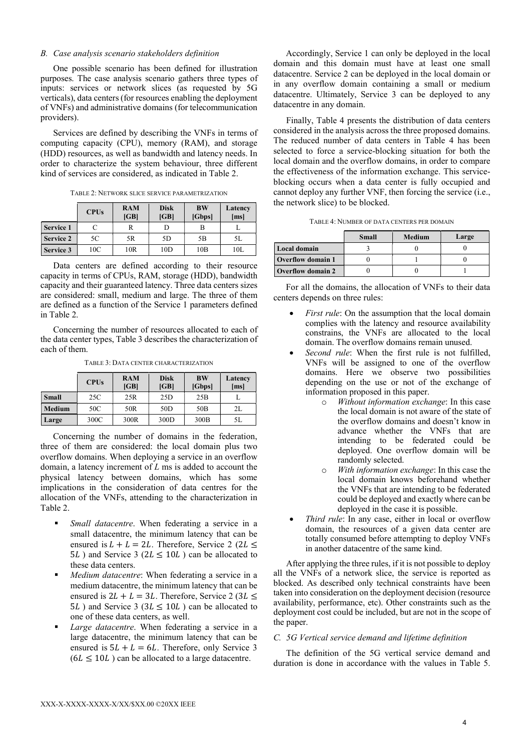### B. Case analysis scenario stakeholders definition

One possible scenario has been defined for illustration purposes. The case analysis scenario gathers three types of inputs: services or network slices (as requested by 5G verticals), data centers (for resources enabling the deployment of VNFs) and administrative domains (for telecommunication providers).

Services are defined by describing the VNFs in terms of computing capacity (CPU), memory (RAM), and storage (HDD) resources, as well as bandwidth and latency needs. In order to characterize the system behaviour, three different kind of services are considered, as indicated in Table 2.

TABLE 2: NETWORK SLICE SERVICE PARAMETRIZATION

| | CPUs | RAM [GB] | Disk [GB] | BW [Gbps] | Latency [ms] |
|---|---|---|---|---|---|
| Service 1 | C | R | D | B | L |
| Service 2 | 5C | 5R | 5D | 5B | 5L |
| Service 3 | 10C | 10R | 10D | 10B | 10L |

Data centers are defined according to their resource capacity in terms of CPUs, RAM, storage (HDD), bandwidth capacity and their guaranteed latency. Three data centers sizes are considered: small, medium and large. The three of them are defined as a function of the Service 1 parameters defined in Table 2.

Concerning the number of resources allocated to each of the data center types, Table 3 describes the characterization of each of them.

TABLE 3: DATA CENTER CHARACTERIZATION

| | CPUs | RAM [GB] | Disk [GB] | BW [Gbps] | Latency [ms] |
|---|---|---|---|---|---|
| Small | 25C | 25R | 25D | 25B | L |
| Medium | 50C | 50R | 50D | 50B | 2L |
| Large | 300C | 300R | 300D | 300B | 5L |

Concerning the number of domains in the federation, three of them are considered: the local domain plus two overflow domains. When deploying a service in an overflow domain, a latency increment of $L$ ms is added to account the physical latency between domains, which has some implications in the consideration of data centres for the allocation of the VNFs, attending to the characterization in Table 2.

- *Small datacentre*. When federating a service in a small datacentre, the minimum latency that can be ensured is $L + L = 2L$. Therefore, Service 2 ($2L \leq 5L$ ) and Service 3 ($2L \leq 10L$ ) can be allocated to these data centers.
- *Medium datacentre*: When federating a service in a medium datacentre, the minimum latency that can be ensured is $2L + L = 3L$. Therefore, Service 2 ($3L \leq 5L$ ) and Service 3 ($3L \leq 10L$ ) can be allocated to one of these data centers, as well.
- *Large datacentre*. When federating a service in a large datacentre, the minimum latency that can be ensured is $5L + L = 6L$. Therefore, only Service 3 ($6L \leq 10L$ ) can be allocated to a large datacentre.

Accordingly, Service 1 can only be deployed in the local domain and this domain must have at least one small datacentre. Service 2 can be deployed in the local domain or in any overflow domain containing a small or medium datacentre. Ultimately, Service 3 can be deployed to any datacentre in any domain.

Finally, Table 4 presents the distribution of data centers considered in the analysis across the three proposed domains. The reduced number of data centers in Table 4 has been selected to force a service-blocking situation for both the local domain and the overflow domains, in order to compare the effectiveness of the information exchange. This service-blocking occurs when a data center is fully occupied and cannot deploy any further VNF, then forcing the service (i.e., the network slice) to be blocked.

TABLE 4: NUMBER OF DATA CENTERS PER DOMAIN

| | Small | Medium | Large |
|---|---|---|---|
| Local domain | 3 | 0 | 0 |
| Overflow domain 1 | 0 | 1 | 0 |
| Overflow domain 2 | 0 | 0 | 1 |

For all the domains, the allocation of VNFs to their data centers depends on three rules:

- *First rule*: On the assumption that the local domain complies with the latency and resource availability constrains, the VNFs are allocated to the local domain. The overflow domains remain unused.
- *Second rule*: When the first rule is not fulfilled, VNFs will be assigned to one of the overflow domains. Here we observe two possibilities depending on the use or not of the exchange of information proposed in this paper.
  - *Without information exchange*: In this case the local domain is not aware of the state of the overflow domains and doesn't know in advance whether the VNFs that are intending to be federated could be deployed. One overflow domain will be randomly selected.
  - *With information exchange*: In this case the local domain knows beforehand whether the VNFs that are intending to be federated could be deployed and exactly where can be deployed in the case it is possible.
- *Third rule*: In any case, either in local or overflow domain, the resources of a given data center are totally consumed before attempting to deploy VNFs in another datacentre of the same kind.

After applying the three rules, if it is not possible to deploy all the VNFs of a network slice, the service is reported as blocked. As described only technical constraints have been taken into consideration on the deployment decision (resource availability, performance, etc). Other constraints such as the deployment cost could be included, but are not in the scope of the paper.

### C. 5G Vertical service demand and lifetime definition

The definition of the 5G vertical service demand and duration is done in accordance with the values in Table 5.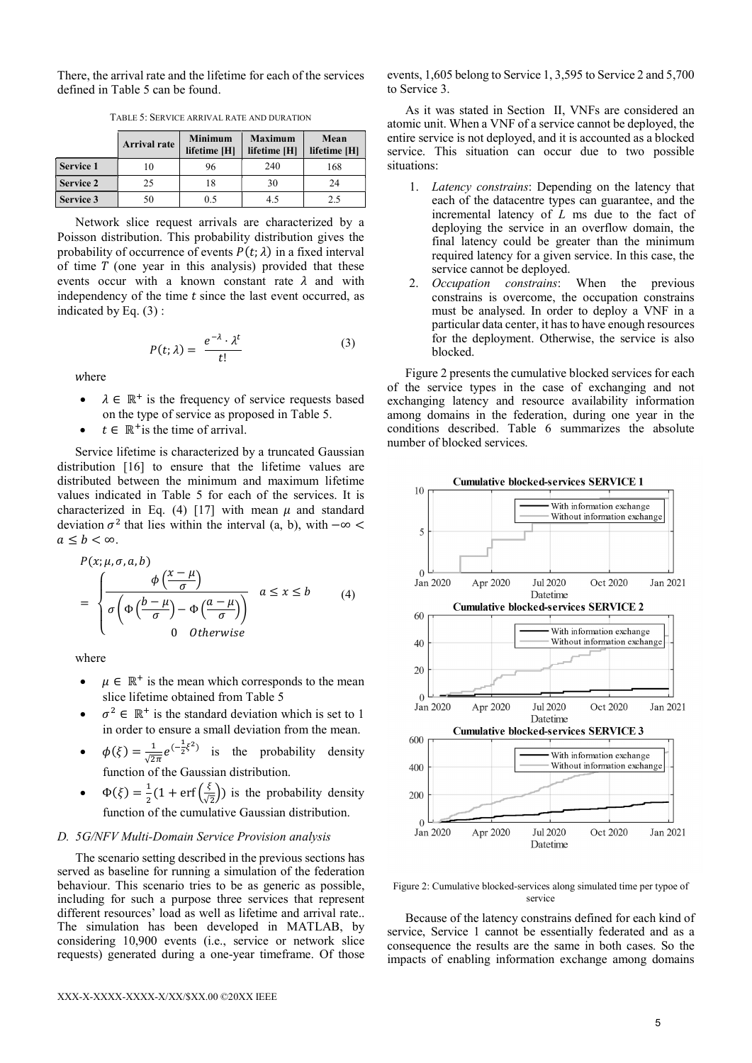There, the arrival rate and the lifetime for each of the services defined in Table 5 can be found.

TABLE 5: SERVICE ARRIVAL RATE AND DURATION

| | Arrival rate | Minimum lifetime [H] | Maximum lifetime [H] | Mean lifetime [H] |
|---|---|---|---|---|
| **Service 1** | 10 | 96 | 240 | 168 |
| **Service 2** | 25 | 18 | 30 | 24 |
| **Service 3** | 50 | 0.5 | 4.5 | 2.5 |

Network slice request arrivals are characterized by a Poisson distribution. This probability distribution gives the probability of occurrence of events $P(t; \lambda)$ in a fixed interval of time $T$ (one year in this analysis) provided that these events occur with a known constant rate $\lambda$ and with independency of the time $t$ since the last event occurred, as indicated by Eq. (3) :

$$P(t; \lambda) = \frac{e^{-\lambda} \cdot \lambda^t}{t!} \tag{3}$$

*w*here

- $\lambda \in \mathbb{R}^+$ is the frequency of service requests based on the type of service as proposed in Table 5.
- $t \in \mathbb{R}^+$is the time of arrival.

Service lifetime is characterized by a truncated Gaussian distribution [16] to ensure that the lifetime values are distributed between the minimum and maximum lifetime values indicated in Table 5 for each of the services. It is characterized in Eq. (4) [17] with mean $\mu$ and standard deviation $\sigma^2$ that lies within the interval (a, b), with $-\infty < a \leq b < \infty$.

$$P(x; \mu, \sigma, a, b) = \begin{cases} \dfrac{\phi\left(\frac{x-\mu}{\sigma}\right)}{\sigma\left(\Phi\left(\frac{b-\mu}{\sigma}\right) - \Phi\left(\frac{a-\mu}{\sigma}\right)\right)} & a \leq x \leq b \\ 0 & Otherwise \end{cases} \tag{4}$$

where

- $\mu \in \mathbb{R}^+$ is the mean which corresponds to the mean slice lifetime obtained from Table 5
- $\sigma^2 \in \mathbb{R}^+$ is the standard deviation which is set to 1 in order to ensure a small deviation from the mean.
- $\phi(\xi) = \frac{1}{\sqrt{2\pi}} e^{(-\frac{1}{2}\xi^2)}$ is the probability density function of the Gaussian distribution.
- $\Phi(\xi) = \frac{1}{2}(1 + \text{erf}\left(\frac{\xi}{\sqrt{2}}\right))$ is the probability density function of the cumulative Gaussian distribution.

### D. 5G/NFV Multi-Domain Service Provision analysis

The scenario setting described in the previous sections has served as baseline for running a simulation of the federation behaviour. This scenario tries to be as generic as possible, including for such a purpose three services that represent different resources' load as well as lifetime and arrival rate.. The simulation has been developed in MATLAB, by considering 10,900 events (i.e., service or network slice requests) generated during a one-year timeframe. Of those events, 1,605 belong to Service 1, 3,595 to Service 2 and 5,700 to Service 3.

As it was stated in Section II, VNFs are considered an atomic unit. When a VNF of a service cannot be deployed, the entire service is not deployed, and it is accounted as a blocked service. This situation can occur due to two possible situations:

1. *Latency constrains*: Depending on the latency that each of the datacentre types can guarantee, and the incremental latency of $L$ ms due to the fact of deploying the service in an overflow domain, the final latency could be greater than the minimum required latency for a given service. In this case, the service cannot be deployed.
2. *Occupation constrains*: When the previous constrains is overcome, the occupation constrains must be analysed. In order to deploy a VNF in a particular data center, it has to have enough resources for the deployment. Otherwise, the service is also blocked.

Figure 2 presents the cumulative blocked services for each of the service types in the case of exchanging and not exchanging latency and resource availability information among domains in the federation, during one year in the conditions described. Table 6 summarizes the absolute number of blocked services.

Figure 2: Cumulative blocked-services along simulated time per typoe of service

Because of the latency constrains defined for each kind of service, Service 1 cannot be essentially federated and as a consequence the results are the same in both cases. So the impacts of enabling information exchange among domains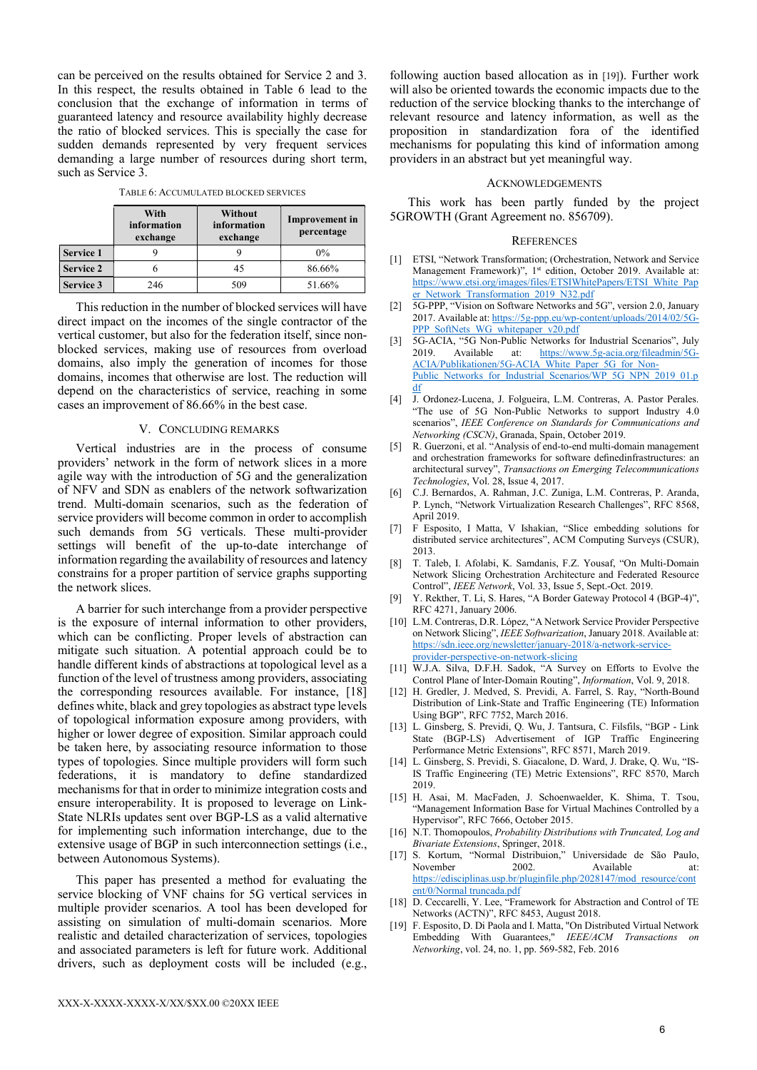can be perceived on the results obtained for Service 2 and 3. In this respect, the results obtained in Table 6 lead to the conclusion that the exchange of information in terms of guaranteed latency and resource availability highly decrease the ratio of blocked services. This is specially the case for sudden demands represented by very frequent services demanding a large number of resources during short term, such as Service 3.

TABLE 6: ACCUMULATED BLOCKED SERVICES

| | With information exchange | Without information exchange | Improvement in percentage |
|---|---|---|---|
| **Service 1** | 9 | 9 | 0% |
| **Service 2** | 6 | 45 | 86.66% |
| **Service 3** | 246 | 509 | 51.66% |

This reduction in the number of blocked services will have direct impact on the incomes of the single contractor of the vertical customer, but also for the federation itself, since non-blocked services, making use of resources from overload domains, also imply the generation of incomes for those domains, incomes that otherwise are lost. The reduction will depend on the characteristics of service, reaching in some cases an improvement of 86.66% in the best case.

## V. CONCLUDING REMARKS

Vertical industries are in the process of consume providers' network in the form of network slices in a more agile way with the introduction of 5G and the generalization of NFV and SDN as enablers of the network softwarization trend. Multi-domain scenarios, such as the federation of service providers will become common in order to accomplish such demands from 5G verticals. These multi-provider settings will benefit of the up-to-date interchange of information regarding the availability of resources and latency constrains for a proper partition of service graphs supporting the network slices.

A barrier for such interchange from a provider perspective is the exposure of internal information to other providers, which can be conflicting. Proper levels of abstraction can mitigate such situation. A potential approach could be to handle different kinds of abstractions at topological level as a function of the level of trustness among providers, associating the corresponding resources available. For instance, [18] defines white, black and grey topologies as abstract type levels of topological information exposure among providers, with higher or lower degree of exposition. Similar approach could be taken here, by associating resource information to those types of topologies. Since multiple providers will form such federations, it is mandatory to define standardized mechanisms for that in order to minimize integration costs and ensure interoperability. It is proposed to leverage on Link-State NLRIs updates sent over BGP-LS as a valid alternative for implementing such information interchange, due to the extensive usage of BGP in such interconnection settings (i.e., between Autonomous Systems).

This paper has presented a method for evaluating the service blocking of VNF chains for 5G vertical services in multiple provider scenarios. A tool has been developed for assisting on simulation of multi-domain scenarios. More realistic and detailed characterization of services, topologies and associated parameters is left for future work. Additional drivers, such as deployment costs will be included (e.g., following auction based allocation as in [19]). Further work will also be oriented towards the economic impacts due to the reduction of the service blocking thanks to the interchange of relevant resource and latency information, as well as the proposition in standardization fora of the identified mechanisms for populating this kind of information among providers in an abstract but yet meaningful way.

## ACKNOWLEDGEMENTS

This work has been partly funded by the project 5GROWTH (Grant Agreement no. 856709).

## REFERENCES

[1] ETSI, "Network Transformation; (Orchestration, Network and Service Management Framework)", 1st edition, October 2019. Available at: https://www.etsi.org/images/files/ETSIWhitePapers/ETSI_White_Paper_Network_Transformation_2019_N32.pdf

[2] 5G-PPP, "Vision on Software Networks and 5G", version 2.0, January 2017. Available at: https://5g-ppp.eu/wp-content/uploads/2014/02/5G-PPP_SoftNets_WG_whitepaper_v20.pdf

[3] 5G-ACIA, "5G Non-Public Networks for Industrial Scenarios", July 2019. Available at: https://www.5g-acia.org/fileadmin/5G-ACIA/Publikationen/5G-ACIA_White_Paper_5G_for_Non-Public_Networks_for_Industrial_Scenarios/WP_5G_NPN_2019_01.pdf

[4] J. Ordonez-Lucena, J. Folgueira, L.M. Contreras, A. Pastor Perales. "The use of 5G Non-Public Networks to support Industry 4.0 scenarios", *IEEE Conference on Standards for Communications and Networking (CSCN)*, Granada, Spain, October 2019.

[5] R. Guerzoni, et al. "Analysis of end-to-end multi-domain management and orchestration frameworks for software definedinfrastructures: an architectural survey", *Transactions on Emerging Telecommunications Technologies*, Vol. 28, Issue 4, 2017.

[6] C.J. Bernardos, A. Rahman, J.C. Zuniga, L.M. Contreras, P. Aranda, P. Lynch, "Network Virtualization Research Challenges", RFC 8568, April 2019.

[7] F Esposito, I Matta, V Ishakian, "Slice embedding solutions for distributed service architectures", ACM Computing Surveys (CSUR), 2013.

[8] T. Taleb, I. Afolabi, K. Samdanis, F.Z. Yousaf, "On Multi-Domain Network Slicing Orchestration Architecture and Federated Resource Control", *IEEE Network*, Vol. 33, Issue 5, Sept.-Oct. 2019.

[9] Y. Rekhter, T. Li, S. Hares, "A Border Gateway Protocol 4 (BGP-4)", RFC 4271, January 2006.

[10] L.M. Contreras, D.R. López, "A Network Service Provider Perspective on Network Slicing", *IEEE Softwarization*, January 2018. Available at: https://sdn.ieee.org/newsletter/january-2018/a-network-service-provider-perspective-on-network-slicing

[11] W.J.A. Silva, D.F.H. Sadok, "A Survey on Efforts to Evolve the Control Plane of Inter-Domain Routing", *Information*, Vol. 9, 2018.

[12] H. Gredler, J. Medved, S. Previdi, A. Farrel, S. Ray, "North-Bound Distribution of Link-State and Traffic Engineering (TE) Information Using BGP", RFC 7752, March 2016.

[13] L. Ginsberg, S. Previdi, Q. Wu, J. Tantsura, C. Filsfils, "BGP - Link State (BGP-LS) Advertisement of IGP Traffic Engineering Performance Metric Extensions", RFC 8571, March 2019.

[14] L. Ginsberg, S. Previdi, S. Giacalone, D. Ward, J. Drake, Q. Wu, "IS-IS Traffic Engineering (TE) Metric Extensions", RFC 8570, March 2019.

[15] H. Asai, M. MacFaden, J. Schoenwaelder, K. Shima, T. Tsou, "Management Information Base for Virtual Machines Controlled by a Hypervisor", RFC 7666, October 2015.

[16] N.T. Thomopoulos, *Probability Distributions with Truncated, Log and Bivariate Extensions*, Springer, 2018.

[17] S. Kortum, "Normal Distribuion," Universidade de São Paulo, November 2002. Available at: https://edisciplinas.usp.br/pluginfile.php/2028147/mod_resource/content/0/Normal_truncada.pdf

[18] D. Ceccarelli, Y. Lee, "Framework for Abstraction and Control of TE Networks (ACTN)", RFC 8453, August 2018.

[19] F. Esposito, D. Di Paola and I. Matta, "On Distributed Virtual Network Embedding With Guarantees," *IEEE/ACM Transactions on Networking*, vol. 24, no. 1, pp. 569-582, Feb. 2016